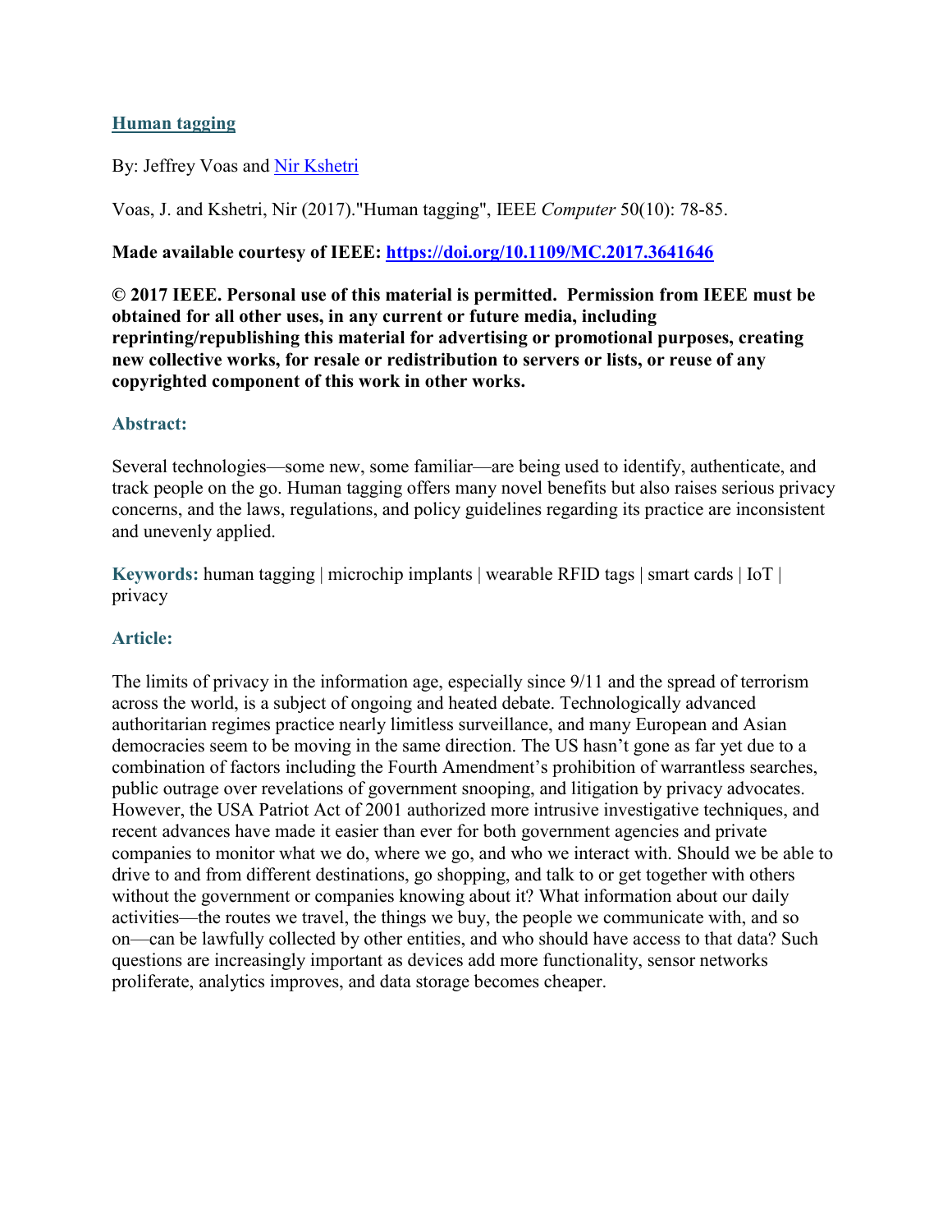# Human tagging

By: Jeffrey Voas and Nir Kshetri

Voas, J. and Kshetri, Nir (2017)."Human tagging", IEEE *Computer* 50(10): 78-85.

**Made available courtesy of IEEE: https://doi.org/10.1109/MC.2017.3641646**

**© 2017 IEEE. Personal use of this material is permitted. Permission from IEEE must be obtained for all other uses, in any current or future media, including reprinting/republishing this material for advertising or promotional purposes, creating new collective works, for resale or redistribution to servers or lists, or reuse of any copyrighted component of this work in other works.**

## Abstract:

Several technologies—some new, some familiar—are being used to identify, authenticate, and track people on the go. Human tagging offers many novel benefits but also raises serious privacy concerns, and the laws, regulations, and policy guidelines regarding its practice are inconsistent and unevenly applied.

**Keywords:** human tagging | microchip implants | wearable RFID tags | smart cards | IoT | privacy

## Article:

The limits of privacy in the information age, especially since 9/11 and the spread of terrorism across the world, is a subject of ongoing and heated debate. Technologically advanced authoritarian regimes practice nearly limitless surveillance, and many European and Asian democracies seem to be moving in the same direction. The US hasn't gone as far yet due to a combination of factors including the Fourth Amendment's prohibition of warrantless searches, public outrage over revelations of government snooping, and litigation by privacy advocates. However, the USA Patriot Act of 2001 authorized more intrusive investigative techniques, and recent advances have made it easier than ever for both government agencies and private companies to monitor what we do, where we go, and who we interact with. Should we be able to drive to and from different destinations, go shopping, and talk to or get together with others without the government or companies knowing about it? What information about our daily activities—the routes we travel, the things we buy, the people we communicate with, and so on—can be lawfully collected by other entities, and who should have access to that data? Such questions are increasingly important as devices add more functionality, sensor networks proliferate, analytics improves, and data storage becomes cheaper.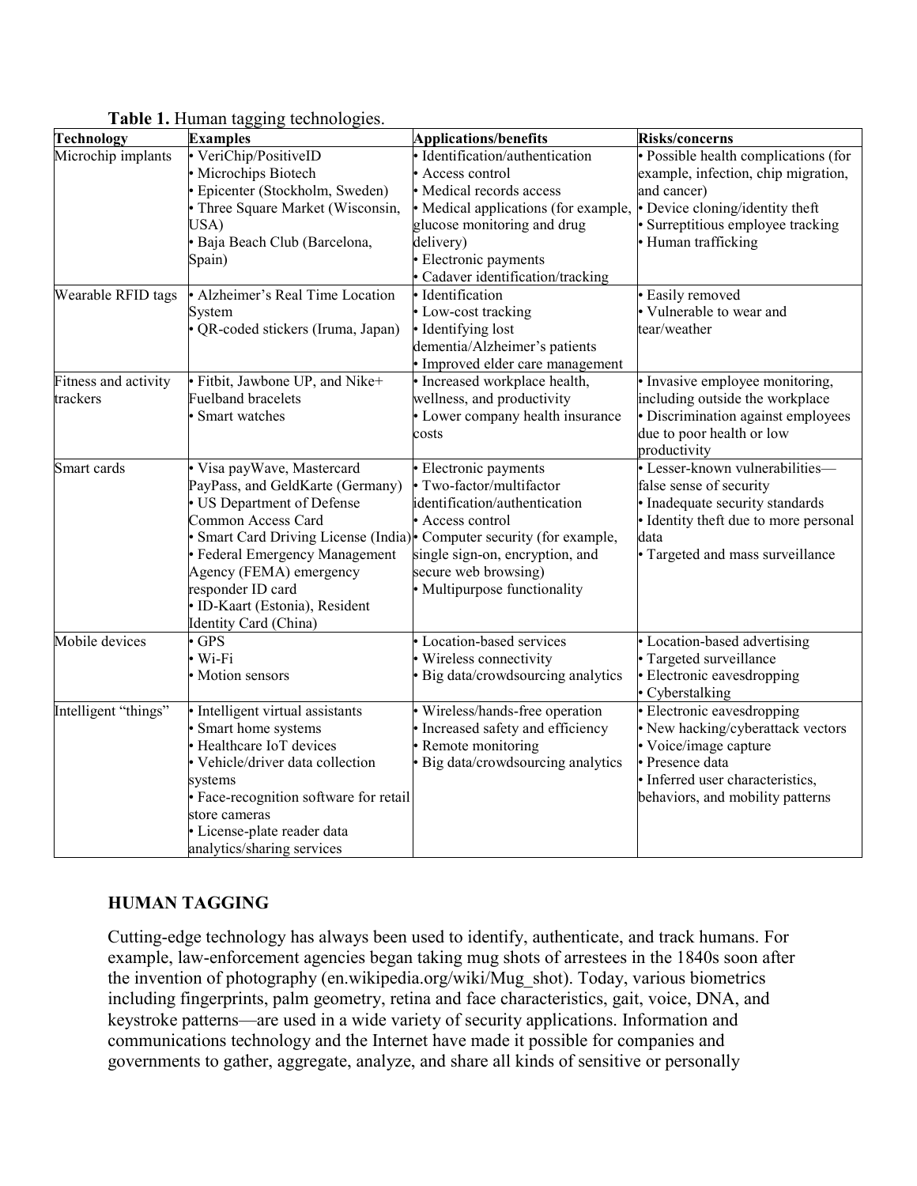**Table 1.** Human tagging technologies.

| Technology | Examples | Applications/benefits | Risks/concerns |
| --- | --- | --- | --- |
| Microchip implants | • VeriChip/PositiveID<br>• Microchips Biotech<br>• Epicenter (Stockholm, Sweden)<br>• Three Square Market (Wisconsin, USA)<br>• Baja Beach Club (Barcelona, Spain) | • Identification/authentication<br>• Access control<br>• Medical records access<br>• Medical applications (for example, glucose monitoring and drug delivery)<br>• Electronic payments<br>• Cadaver identification/tracking | • Possible health complications (for example, infection, chip migration, and cancer)<br>• Device cloning/identity theft<br>• Surreptitious employee tracking<br>• Human trafficking |
| Wearable RFID tags | • Alzheimer's Real Time Location System<br>• QR-coded stickers (Iruma, Japan) | • Identification<br>• Low-cost tracking<br>• Identifying lost dementia/Alzheimer's patients<br>• Improved elder care management | • Easily removed<br>• Vulnerable to wear and tear/weather |
| Fitness and activity trackers | • Fitbit, Jawbone UP, and Nike+ Fuelband bracelets<br>• Smart watches | • Increased workplace health, wellness, and productivity<br>• Lower company health insurance costs | • Invasive employee monitoring, including outside the workplace<br>• Discrimination against employees due to poor health or low productivity |
| Smart cards | • Visa payWave, Mastercard PayPass, and GeldKarte (Germany)<br>• US Department of Defense Common Access Card<br>• Smart Card Driving License (India)<br>• Federal Emergency Management Agency (FEMA) emergency responder ID card<br>• ID-Kaart (Estonia), Resident Identity Card (China) | • Electronic payments<br>• Two-factor/multifactor identification/authentication<br>• Access control<br>• Computer security (for example, single sign-on, encryption, and secure web browsing)<br>• Multipurpose functionality | • Lesser-known vulnerabilities—false sense of security<br>• Inadequate security standards<br>• Identity theft due to more personal data<br>• Targeted and mass surveillance |
| Mobile devices | • GPS<br>• Wi-Fi<br>• Motion sensors | • Location-based services<br>• Wireless connectivity<br>• Big data/crowdsourcing analytics | • Location-based advertising<br>• Targeted surveillance<br>• Electronic eavesdropping<br>• Cyberstalking |
| Intelligent "things" | • Intelligent virtual assistants<br>• Smart home systems<br>• Healthcare IoT devices<br>• Vehicle/driver data collection systems<br>• Face-recognition software for retail store cameras<br>• License-plate reader data analytics/sharing services | • Wireless/hands-free operation<br>• Increased safety and efficiency<br>• Remote monitoring<br>• Big data/crowdsourcing analytics | • Electronic eavesdropping<br>• New hacking/cyberattack vectors<br>• Voice/image capture<br>• Presence data<br>• Inferred user characteristics, behaviors, and mobility patterns |

## HUMAN TAGGING

Cutting-edge technology has always been used to identify, authenticate, and track humans. For example, law-enforcement agencies began taking mug shots of arrestees in the 1840s soon after the invention of photography (en.wikipedia.org/wiki/Mug_shot). Today, various biometrics including fingerprints, palm geometry, retina and face characteristics, gait, voice, DNA, and keystroke patterns—are used in a wide variety of security applications. Information and communications technology and the Internet have made it possible for companies and governments to gather, aggregate, analyze, and share all kinds of sensitive or personally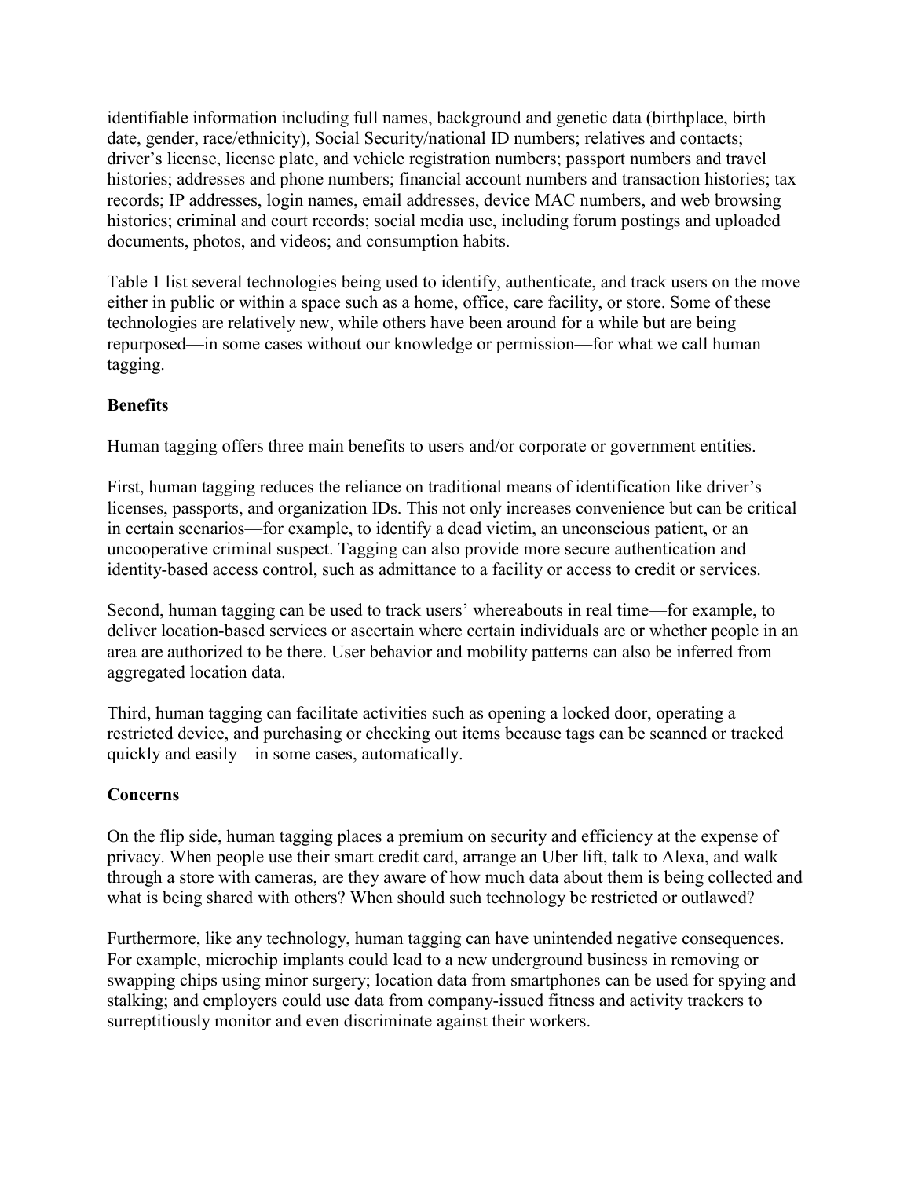identifiable information including full names, background and genetic data (birthplace, birth date, gender, race/ethnicity), Social Security/national ID numbers; relatives and contacts; driver's license, license plate, and vehicle registration numbers; passport numbers and travel histories; addresses and phone numbers; financial account numbers and transaction histories; tax records; IP addresses, login names, email addresses, device MAC numbers, and web browsing histories; criminal and court records; social media use, including forum postings and uploaded documents, photos, and videos; and consumption habits.

Table 1 list several technologies being used to identify, authenticate, and track users on the move either in public or within a space such as a home, office, care facility, or store. Some of these technologies are relatively new, while others have been around for a while but are being repurposed—in some cases without our knowledge or permission—for what we call human tagging.

**Benefits**

Human tagging offers three main benefits to users and/or corporate or government entities.

First, human tagging reduces the reliance on traditional means of identification like driver's licenses, passports, and organization IDs. This not only increases convenience but can be critical in certain scenarios—for example, to identify a dead victim, an unconscious patient, or an uncooperative criminal suspect. Tagging can also provide more secure authentication and identity-based access control, such as admittance to a facility or access to credit or services.

Second, human tagging can be used to track users' whereabouts in real time—for example, to deliver location-based services or ascertain where certain individuals are or whether people in an area are authorized to be there. User behavior and mobility patterns can also be inferred from aggregated location data.

Third, human tagging can facilitate activities such as opening a locked door, operating a restricted device, and purchasing or checking out items because tags can be scanned or tracked quickly and easily—in some cases, automatically.

**Concerns**

On the flip side, human tagging places a premium on security and efficiency at the expense of privacy. When people use their smart credit card, arrange an Uber lift, talk to Alexa, and walk through a store with cameras, are they aware of how much data about them is being collected and what is being shared with others? When should such technology be restricted or outlawed?

Furthermore, like any technology, human tagging can have unintended negative consequences. For example, microchip implants could lead to a new underground business in removing or swapping chips using minor surgery; location data from smartphones can be used for spying and stalking; and employers could use data from company-issued fitness and activity trackers to surreptitiously monitor and even discriminate against their workers.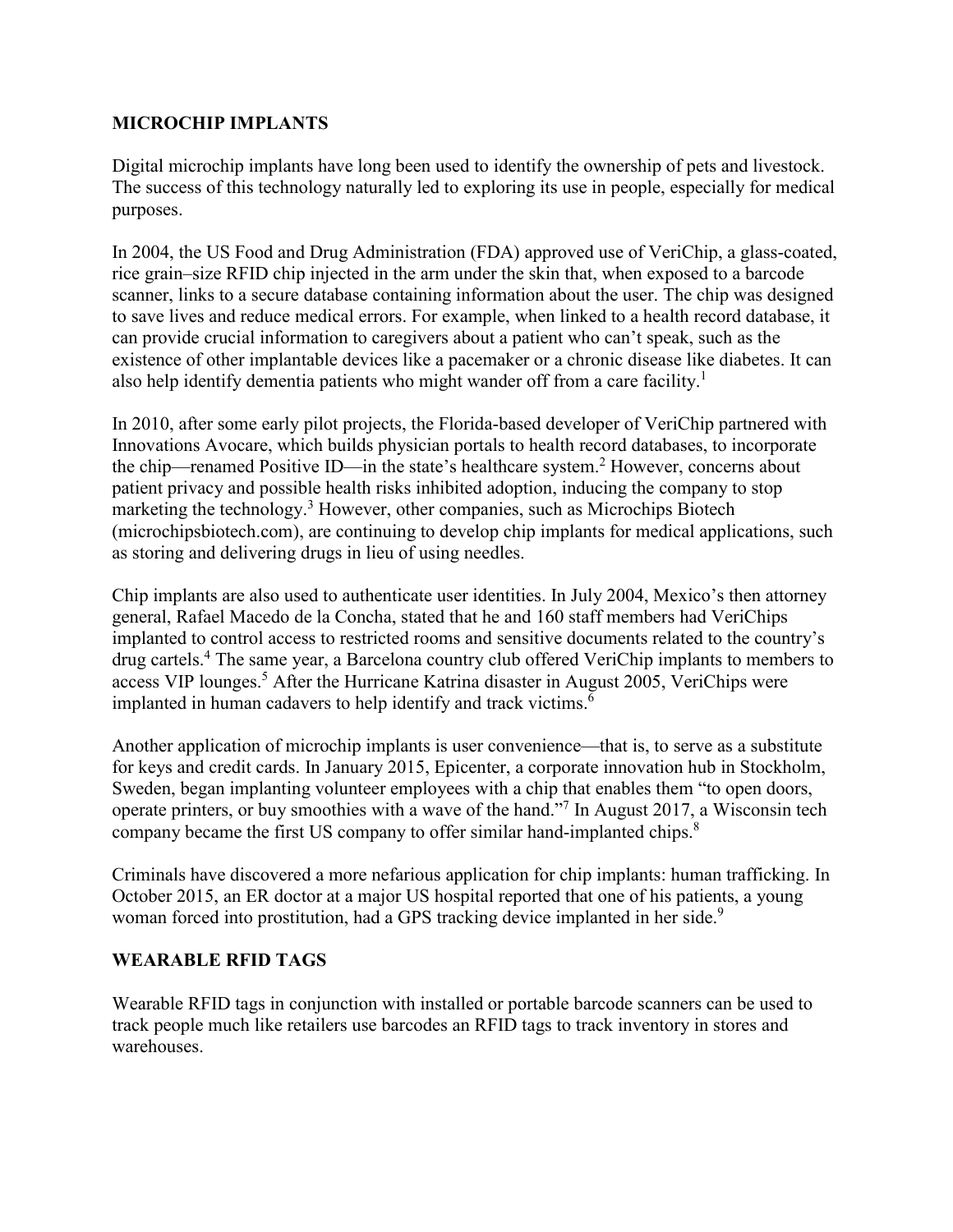## MICROCHIP IMPLANTS

Digital microchip implants have long been used to identify the ownership of pets and livestock. The success of this technology naturally led to exploring its use in people, especially for medical purposes.

In 2004, the US Food and Drug Administration (FDA) approved use of VeriChip, a glass-coated, rice grain–size RFID chip injected in the arm under the skin that, when exposed to a barcode scanner, links to a secure database containing information about the user. The chip was designed to save lives and reduce medical errors. For example, when linked to a health record database, it can provide crucial information to caregivers about a patient who can't speak, such as the existence of other implantable devices like a pacemaker or a chronic disease like diabetes. It can also help identify dementia patients who might wander off from a care facility.[1]

In 2010, after some early pilot projects, the Florida-based developer of VeriChip partnered with Innovations Avocare, which builds physician portals to health record databases, to incorporate the chip—renamed Positive ID—in the state's healthcare system.[2] However, concerns about patient privacy and possible health risks inhibited adoption, inducing the company to stop marketing the technology.[3] However, other companies, such as Microchips Biotech (microchipsbiotech.com), are continuing to develop chip implants for medical applications, such as storing and delivering drugs in lieu of using needles.

Chip implants are also used to authenticate user identities. In July 2004, Mexico's then attorney general, Rafael Macedo de la Concha, stated that he and 160 staff members had VeriChips implanted to control access to restricted rooms and sensitive documents related to the country's drug cartels.[4] The same year, a Barcelona country club offered VeriChip implants to members to access VIP lounges.[5] After the Hurricane Katrina disaster in August 2005, VeriChips were implanted in human cadavers to help identify and track victims.[6]

Another application of microchip implants is user convenience—that is, to serve as a substitute for keys and credit cards. In January 2015, Epicenter, a corporate innovation hub in Stockholm, Sweden, began implanting volunteer employees with a chip that enables them "to open doors, operate printers, or buy smoothies with a wave of the hand."[7] In August 2017, a Wisconsin tech company became the first US company to offer similar hand-implanted chips.[8]

Criminals have discovered a more nefarious application for chip implants: human trafficking. In October 2015, an ER doctor at a major US hospital reported that one of his patients, a young woman forced into prostitution, had a GPS tracking device implanted in her side.[9]

## WEARABLE RFID TAGS

Wearable RFID tags in conjunction with installed or portable barcode scanners can be used to track people much like retailers use barcodes an RFID tags to track inventory in stores and warehouses.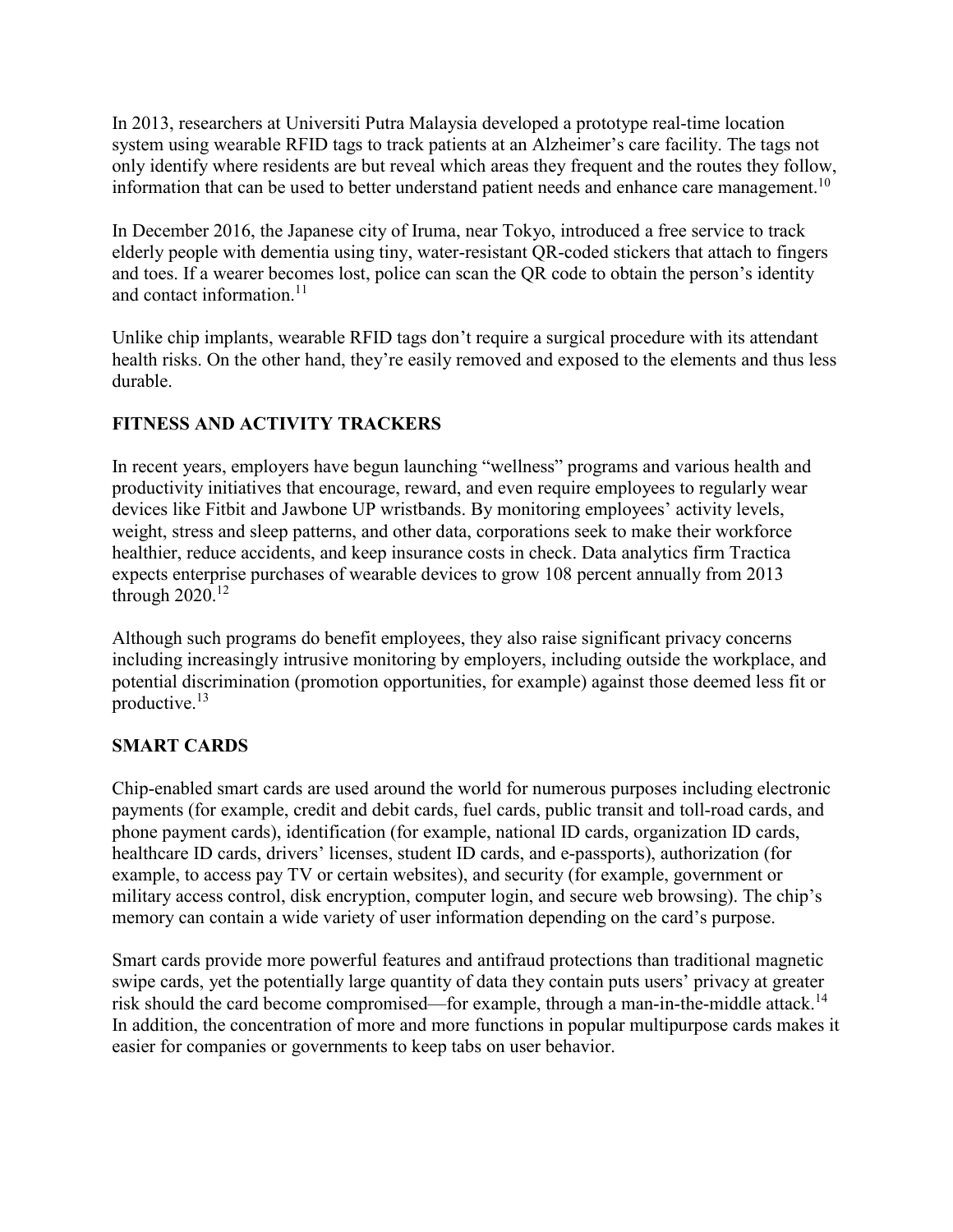In 2013, researchers at Universiti Putra Malaysia developed a prototype real-time location system using wearable RFID tags to track patients at an Alzheimer's care facility. The tags not only identify where residents are but reveal which areas they frequent and the routes they follow, information that can be used to better understand patient needs and enhance care management.[10]

In December 2016, the Japanese city of Iruma, near Tokyo, introduced a free service to track elderly people with dementia using tiny, water-resistant QR-coded stickers that attach to fingers and toes. If a wearer becomes lost, police can scan the QR code to obtain the person's identity and contact information.[11]

Unlike chip implants, wearable RFID tags don't require a surgical procedure with its attendant health risks. On the other hand, they're easily removed and exposed to the elements and thus less durable.

## FITNESS AND ACTIVITY TRACKERS

In recent years, employers have begun launching "wellness" programs and various health and productivity initiatives that encourage, reward, and even require employees to regularly wear devices like Fitbit and Jawbone UP wristbands. By monitoring employees' activity levels, weight, stress and sleep patterns, and other data, corporations seek to make their workforce healthier, reduce accidents, and keep insurance costs in check. Data analytics firm Tractica expects enterprise purchases of wearable devices to grow 108 percent annually from 2013 through 2020.[12]

Although such programs do benefit employees, they also raise significant privacy concerns including increasingly intrusive monitoring by employers, including outside the workplace, and potential discrimination (promotion opportunities, for example) against those deemed less fit or productive.[13]

## SMART CARDS

Chip-enabled smart cards are used around the world for numerous purposes including electronic payments (for example, credit and debit cards, fuel cards, public transit and toll-road cards, and phone payment cards), identification (for example, national ID cards, organization ID cards, healthcare ID cards, drivers' licenses, student ID cards, and e-passports), authorization (for example, to access pay TV or certain websites), and security (for example, government or military access control, disk encryption, computer login, and secure web browsing). The chip's memory can contain a wide variety of user information depending on the card's purpose.

Smart cards provide more powerful features and antifraud protections than traditional magnetic swipe cards, yet the potentially large quantity of data they contain puts users' privacy at greater risk should the card become compromised—for example, through a man-in-the-middle attack.[14] In addition, the concentration of more and more functions in popular multipurpose cards makes it easier for companies or governments to keep tabs on user behavior.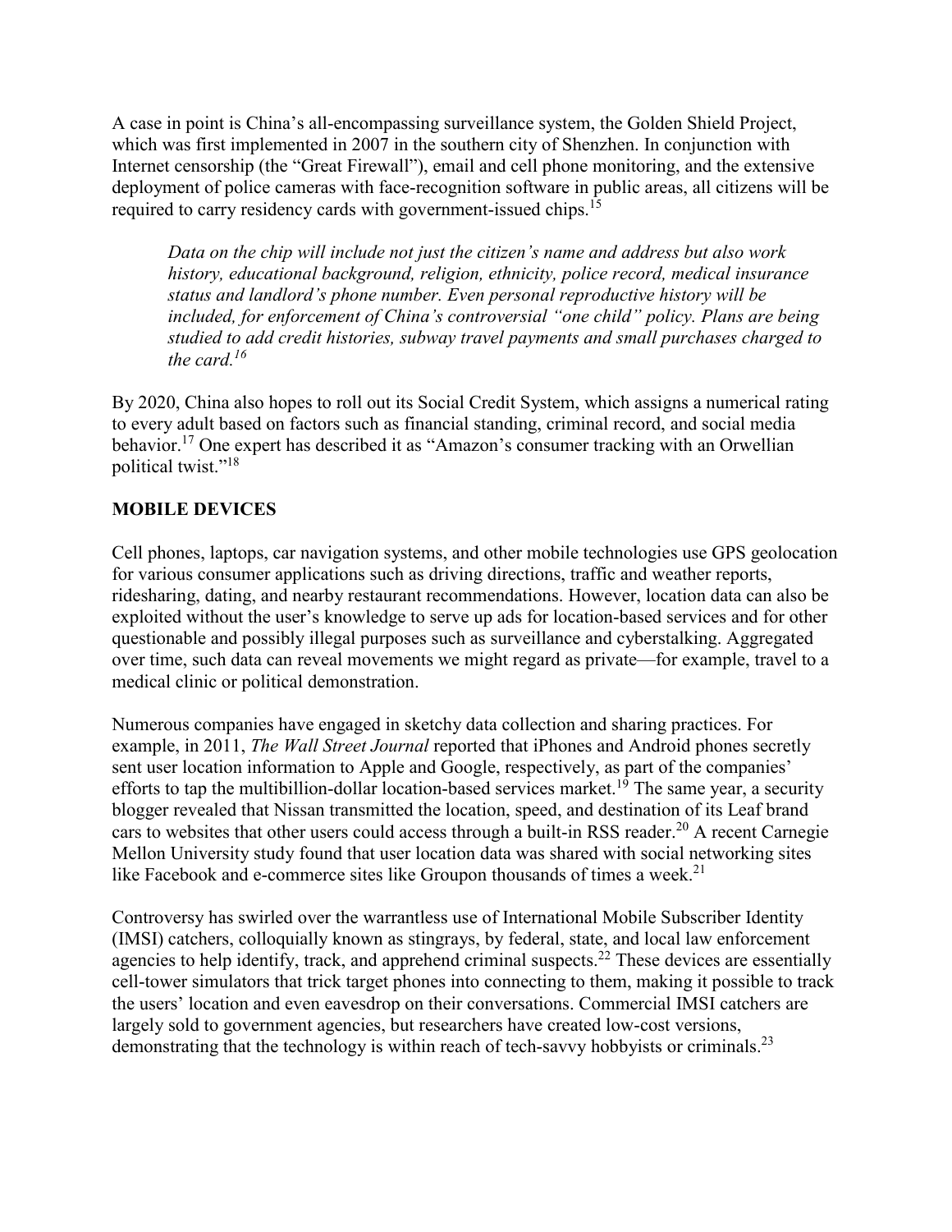A case in point is China's all-encompassing surveillance system, the Golden Shield Project, which was first implemented in 2007 in the southern city of Shenzhen. In conjunction with Internet censorship (the "Great Firewall"), email and cell phone monitoring, and the extensive deployment of police cameras with face-recognition software in public areas, all citizens will be required to carry residency cards with government-issued chips.[15]

> *Data on the chip will include not just the citizen's name and address but also work history, educational background, religion, ethnicity, police record, medical insurance status and landlord's phone number. Even personal reproductive history will be included, for enforcement of China's controversial "one child" policy. Plans are being studied to add credit histories, subway travel payments and small purchases charged to the card.*[16]

By 2020, China also hopes to roll out its Social Credit System, which assigns a numerical rating to every adult based on factors such as financial standing, criminal record, and social media behavior.[17] One expert has described it as "Amazon's consumer tracking with an Orwellian political twist."[18]

## MOBILE DEVICES

Cell phones, laptops, car navigation systems, and other mobile technologies use GPS geolocation for various consumer applications such as driving directions, traffic and weather reports, ridesharing, dating, and nearby restaurant recommendations. However, location data can also be exploited without the user's knowledge to serve up ads for location-based services and for other questionable and possibly illegal purposes such as surveillance and cyberstalking. Aggregated over time, such data can reveal movements we might regard as private—for example, travel to a medical clinic or political demonstration.

Numerous companies have engaged in sketchy data collection and sharing practices. For example, in 2011, *The Wall Street Journal* reported that iPhones and Android phones secretly sent user location information to Apple and Google, respectively, as part of the companies' efforts to tap the multibillion-dollar location-based services market.[19] The same year, a security blogger revealed that Nissan transmitted the location, speed, and destination of its Leaf brand cars to websites that other users could access through a built-in RSS reader.[20] A recent Carnegie Mellon University study found that user location data was shared with social networking sites like Facebook and e-commerce sites like Groupon thousands of times a week.[21]

Controversy has swirled over the warrantless use of International Mobile Subscriber Identity (IMSI) catchers, colloquially known as stingrays, by federal, state, and local law enforcement agencies to help identify, track, and apprehend criminal suspects.[22] These devices are essentially cell-tower simulators that trick target phones into connecting to them, making it possible to track the users' location and even eavesdrop on their conversations. Commercial IMSI catchers are largely sold to government agencies, but researchers have created low-cost versions, demonstrating that the technology is within reach of tech-savvy hobbyists or criminals.[23]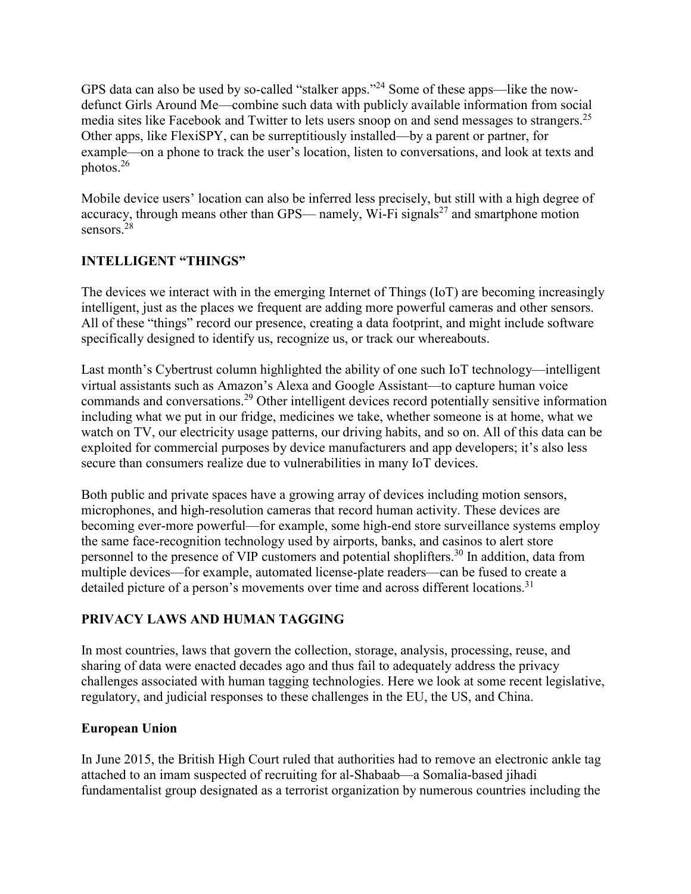GPS data can also be used by so-called "stalker apps."[24] Some of these apps—like the now-defunct Girls Around Me—combine such data with publicly available information from social media sites like Facebook and Twitter to lets users snoop on and send messages to strangers.[25] Other apps, like FlexiSPY, can be surreptitiously installed—by a parent or partner, for example—on a phone to track the user's location, listen to conversations, and look at texts and photos.[26]

Mobile device users' location can also be inferred less precisely, but still with a high degree of accuracy, through means other than GPS— namely, Wi-Fi signals[27] and smartphone motion sensors.[28]

## INTELLIGENT "THINGS"

The devices we interact with in the emerging Internet of Things (IoT) are becoming increasingly intelligent, just as the places we frequent are adding more powerful cameras and other sensors. All of these "things" record our presence, creating a data footprint, and might include software specifically designed to identify us, recognize us, or track our whereabouts.

Last month's Cybertrust column highlighted the ability of one such IoT technology—intelligent virtual assistants such as Amazon's Alexa and Google Assistant—to capture human voice commands and conversations.[29] Other intelligent devices record potentially sensitive information including what we put in our fridge, medicines we take, whether someone is at home, what we watch on TV, our electricity usage patterns, our driving habits, and so on. All of this data can be exploited for commercial purposes by device manufacturers and app developers; it's also less secure than consumers realize due to vulnerabilities in many IoT devices.

Both public and private spaces have a growing array of devices including motion sensors, microphones, and high-resolution cameras that record human activity. These devices are becoming ever-more powerful—for example, some high-end store surveillance systems employ the same face-recognition technology used by airports, banks, and casinos to alert store personnel to the presence of VIP customers and potential shoplifters.[30] In addition, data from multiple devices—for example, automated license-plate readers—can be fused to create a detailed picture of a person's movements over time and across different locations.[31]

## PRIVACY LAWS AND HUMAN TAGGING

In most countries, laws that govern the collection, storage, analysis, processing, reuse, and sharing of data were enacted decades ago and thus fail to adequately address the privacy challenges associated with human tagging technologies. Here we look at some recent legislative, regulatory, and judicial responses to these challenges in the EU, the US, and China.

### European Union

In June 2015, the British High Court ruled that authorities had to remove an electronic ankle tag attached to an imam suspected of recruiting for al-Shabaab—a Somalia-based jihadi fundamentalist group designated as a terrorist organization by numerous countries including the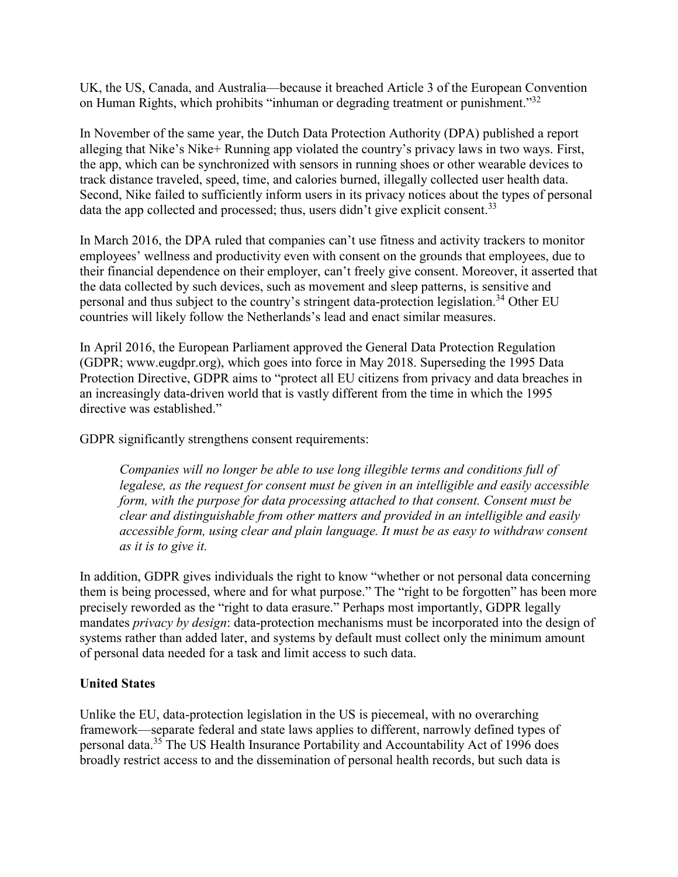UK, the US, Canada, and Australia—because it breached Article 3 of the European Convention on Human Rights, which prohibits "inhuman or degrading treatment or punishment."[32]

In November of the same year, the Dutch Data Protection Authority (DPA) published a report alleging that Nike's Nike+ Running app violated the country's privacy laws in two ways. First, the app, which can be synchronized with sensors in running shoes or other wearable devices to track distance traveled, speed, time, and calories burned, illegally collected user health data. Second, Nike failed to sufficiently inform users in its privacy notices about the types of personal data the app collected and processed; thus, users didn't give explicit consent.[33]

In March 2016, the DPA ruled that companies can't use fitness and activity trackers to monitor employees' wellness and productivity even with consent on the grounds that employees, due to their financial dependence on their employer, can't freely give consent. Moreover, it asserted that the data collected by such devices, such as movement and sleep patterns, is sensitive and personal and thus subject to the country's stringent data-protection legislation.[34] Other EU countries will likely follow the Netherlands's lead and enact similar measures.

In April 2016, the European Parliament approved the General Data Protection Regulation (GDPR; www.eugdpr.org), which goes into force in May 2018. Superseding the 1995 Data Protection Directive, GDPR aims to "protect all EU citizens from privacy and data breaches in an increasingly data-driven world that is vastly different from the time in which the 1995 directive was established."

GDPR significantly strengthens consent requirements:

> *Companies will no longer be able to use long illegible terms and conditions full of legalese, as the request for consent must be given in an intelligible and easily accessible form, with the purpose for data processing attached to that consent. Consent must be clear and distinguishable from other matters and provided in an intelligible and easily accessible form, using clear and plain language. It must be as easy to withdraw consent as it is to give it.*

In addition, GDPR gives individuals the right to know "whether or not personal data concerning them is being processed, where and for what purpose." The "right to be forgotten" has been more precisely reworded as the "right to data erasure." Perhaps most importantly, GDPR legally mandates *privacy by design*: data-protection mechanisms must be incorporated into the design of systems rather than added later, and systems by default must collect only the minimum amount of personal data needed for a task and limit access to such data.

**United States**

Unlike the EU, data-protection legislation in the US is piecemeal, with no overarching framework—separate federal and state laws applies to different, narrowly defined types of personal data.[35] The US Health Insurance Portability and Accountability Act of 1996 does broadly restrict access to and the dissemination of personal health records, but such data is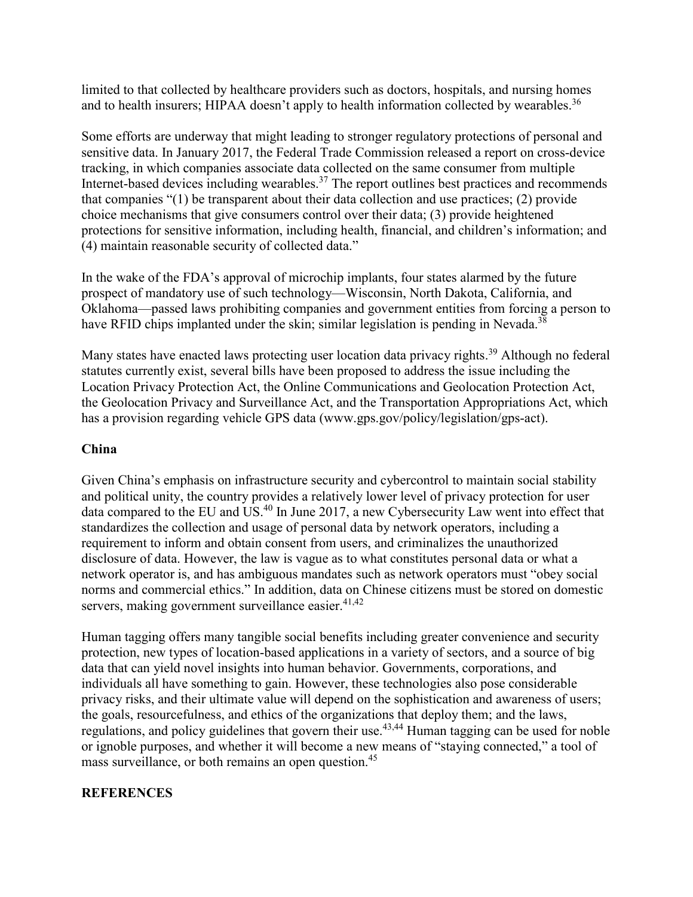limited to that collected by healthcare providers such as doctors, hospitals, and nursing homes and to health insurers; HIPAA doesn't apply to health information collected by wearables.[36]

Some efforts are underway that might leading to stronger regulatory protections of personal and sensitive data. In January 2017, the Federal Trade Commission released a report on cross-device tracking, in which companies associate data collected on the same consumer from multiple Internet-based devices including wearables.[37] The report outlines best practices and recommends that companies "(1) be transparent about their data collection and use practices; (2) provide choice mechanisms that give consumers control over their data; (3) provide heightened protections for sensitive information, including health, financial, and children's information; and (4) maintain reasonable security of collected data."

In the wake of the FDA's approval of microchip implants, four states alarmed by the future prospect of mandatory use of such technology—Wisconsin, North Dakota, California, and Oklahoma—passed laws prohibiting companies and government entities from forcing a person to have RFID chips implanted under the skin; similar legislation is pending in Nevada.[38]

Many states have enacted laws protecting user location data privacy rights.[39] Although no federal statutes currently exist, several bills have been proposed to address the issue including the Location Privacy Protection Act, the Online Communications and Geolocation Protection Act, the Geolocation Privacy and Surveillance Act, and the Transportation Appropriations Act, which has a provision regarding vehicle GPS data (www.gps.gov/policy/legislation/gps-act).

**China**

Given China's emphasis on infrastructure security and cybercontrol to maintain social stability and political unity, the country provides a relatively lower level of privacy protection for user data compared to the EU and US.[40] In June 2017, a new Cybersecurity Law went into effect that standardizes the collection and usage of personal data by network operators, including a requirement to inform and obtain consent from users, and criminalizes the unauthorized disclosure of data. However, the law is vague as to what constitutes personal data or what a network operator is, and has ambiguous mandates such as network operators must "obey social norms and commercial ethics." In addition, data on Chinese citizens must be stored on domestic servers, making government surveillance easier.[41,42]

Human tagging offers many tangible social benefits including greater convenience and security protection, new types of location-based applications in a variety of sectors, and a source of big data that can yield novel insights into human behavior. Governments, corporations, and individuals all have something to gain. However, these technologies also pose considerable privacy risks, and their ultimate value will depend on the sophistication and awareness of users; the goals, resourcefulness, and ethics of the organizations that deploy them; and the laws, regulations, and policy guidelines that govern their use.[43,44] Human tagging can be used for noble or ignoble purposes, and whether it will become a new means of "staying connected," a tool of mass surveillance, or both remains an open question.[45]

**REFERENCES**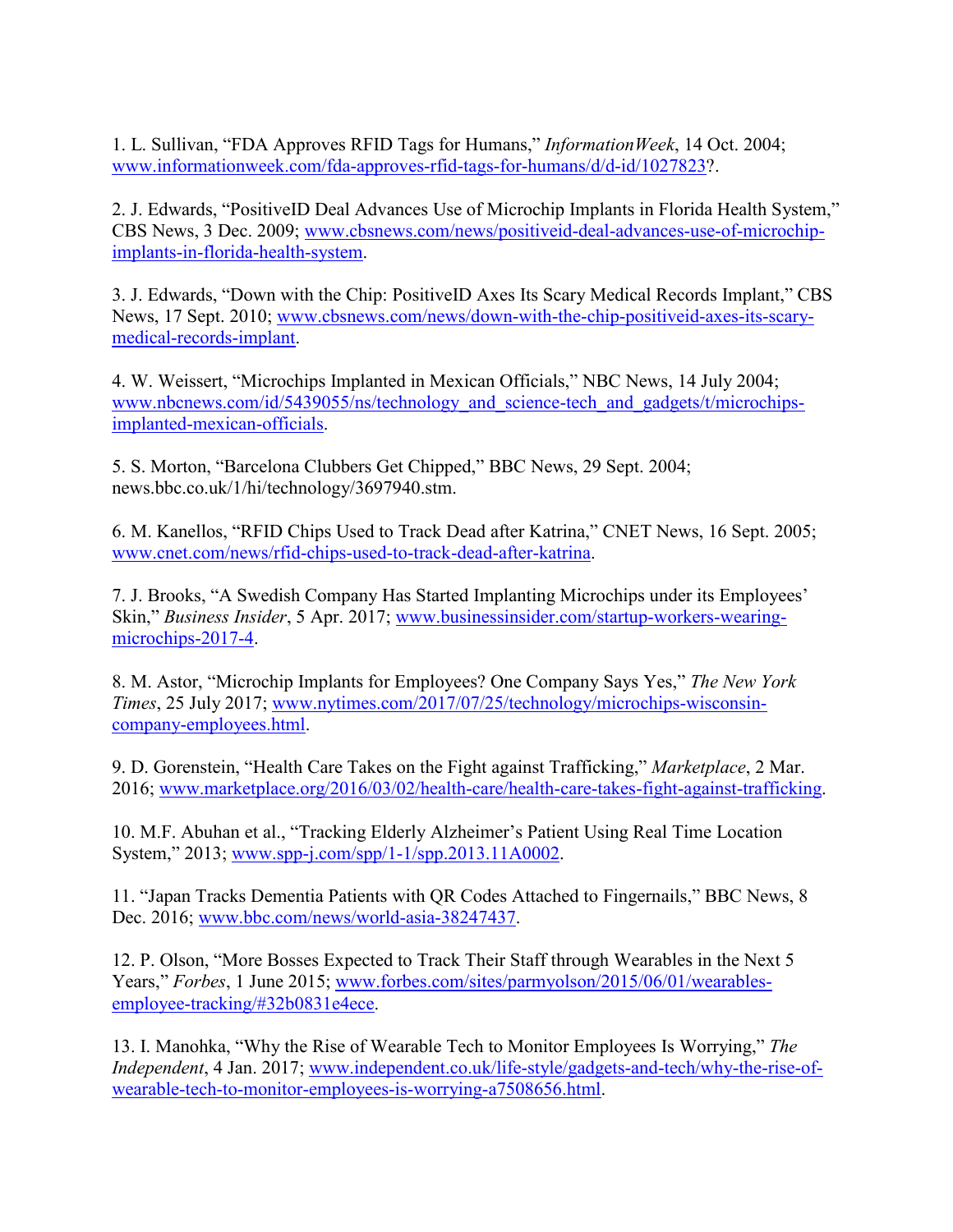1. L. Sullivan, "FDA Approves RFID Tags for Humans," *InformationWeek*, 14 Oct. 2004; www.informationweek.com/fda-approves-rfid-tags-for-humans/d/d-id/1027823?.

2. J. Edwards, "PositiveID Deal Advances Use of Microchip Implants in Florida Health System," CBS News, 3 Dec. 2009; www.cbsnews.com/news/positiveid-deal-advances-use-of-microchip-implants-in-florida-health-system.

3. J. Edwards, "Down with the Chip: PositiveID Axes Its Scary Medical Records Implant," CBS News, 17 Sept. 2010; www.cbsnews.com/news/down-with-the-chip-positiveid-axes-its-scary-medical-records-implant.

4. W. Weissert, "Microchips Implanted in Mexican Officials," NBC News, 14 July 2004; www.nbcnews.com/id/5439055/ns/technology_and_science-tech_and_gadgets/t/microchips-implanted-mexican-officials.

5. S. Morton, "Barcelona Clubbers Get Chipped," BBC News, 29 Sept. 2004; news.bbc.co.uk/1/hi/technology/3697940.stm.

6. M. Kanellos, "RFID Chips Used to Track Dead after Katrina," CNET News, 16 Sept. 2005; www.cnet.com/news/rfid-chips-used-to-track-dead-after-katrina.

7. J. Brooks, "A Swedish Company Has Started Implanting Microchips under its Employees' Skin," *Business Insider*, 5 Apr. 2017; www.businessinsider.com/startup-workers-wearing-microchips-2017-4.

8. M. Astor, "Microchip Implants for Employees? One Company Says Yes," *The New York Times*, 25 July 2017; www.nytimes.com/2017/07/25/technology/microchips-wisconsin-company-employees.html.

9. D. Gorenstein, "Health Care Takes on the Fight against Trafficking," *Marketplace*, 2 Mar. 2016; www.marketplace.org/2016/03/02/health-care/health-care-takes-fight-against-trafficking.

10. M.F. Abuhan et al., "Tracking Elderly Alzheimer's Patient Using Real Time Location System," 2013; www.spp-j.com/spp/1-1/spp.2013.11A0002.

11. "Japan Tracks Dementia Patients with QR Codes Attached to Fingernails," BBC News, 8 Dec. 2016; www.bbc.com/news/world-asia-38247437.

12. P. Olson, "More Bosses Expected to Track Their Staff through Wearables in the Next 5 Years," *Forbes*, 1 June 2015; www.forbes.com/sites/parmyolson/2015/06/01/wearables-employee-tracking/#32b0831e4ece.

13. I. Manohka, "Why the Rise of Wearable Tech to Monitor Employees Is Worrying," *The Independent*, 4 Jan. 2017; www.independent.co.uk/life-style/gadgets-and-tech/why-the-rise-of-wearable-tech-to-monitor-employees-is-worrying-a7508656.html.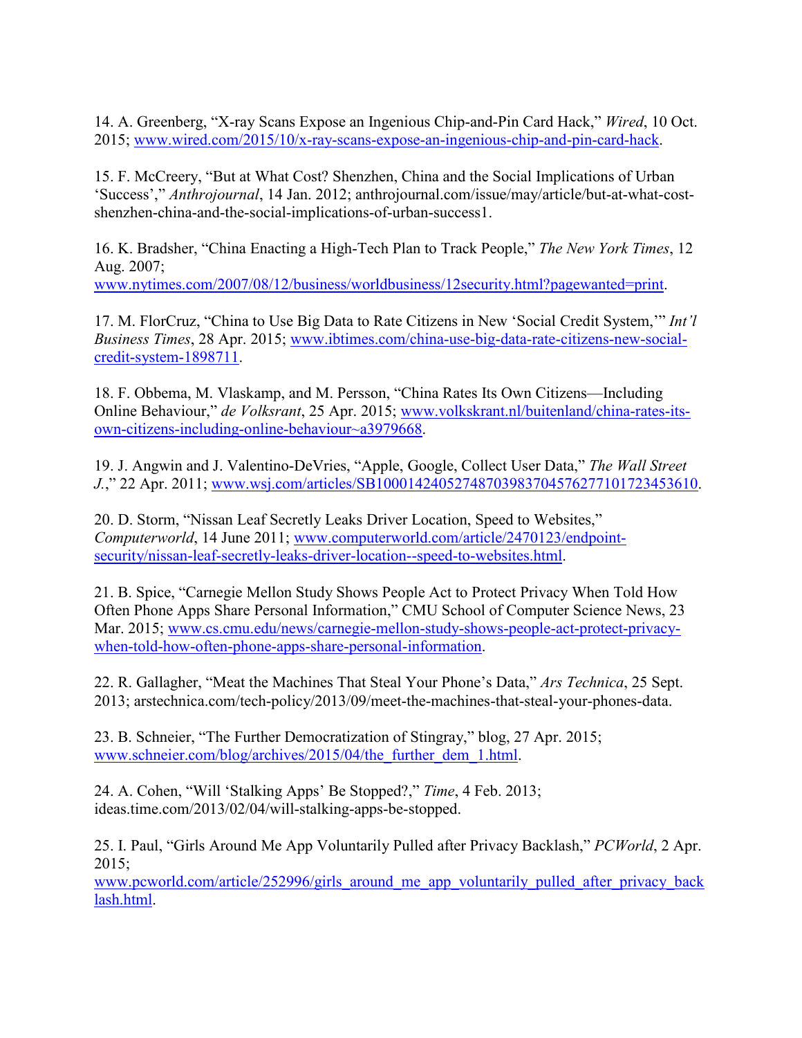14. A. Greenberg, "X-ray Scans Expose an Ingenious Chip-and-Pin Card Hack," *Wired*, 10 Oct. 2015; www.wired.com/2015/10/x-ray-scans-expose-an-ingenious-chip-and-pin-card-hack.

15. F. McCreery, "But at What Cost? Shenzhen, China and the Social Implications of Urban 'Success'," *Anthrojournal*, 14 Jan. 2012; anthrojournal.com/issue/may/article/but-at-what-cost-shenzhen-china-and-the-social-implications-of-urban-success1.

16. K. Bradsher, "China Enacting a High-Tech Plan to Track People," *The New York Times*, 12 Aug. 2007; www.nytimes.com/2007/08/12/business/worldbusiness/12security.html?pagewanted=print.

17. M. FlorCruz, "China to Use Big Data to Rate Citizens in New 'Social Credit System,'" *Int'l Business Times*, 28 Apr. 2015; www.ibtimes.com/china-use-big-data-rate-citizens-new-social-credit-system-1898711.

18. F. Obbema, M. Vlaskamp, and M. Persson, "China Rates Its Own Citizens—Including Online Behaviour," *de Volksrant*, 25 Apr. 2015; www.volkskrant.nl/buitenland/china-rates-its-own-citizens-including-online-behaviour~a3979668.

19. J. Angwin and J. Valentino-DeVries, "Apple, Google, Collect User Data," *The Wall Street J.*," 22 Apr. 2011; www.wsj.com/articles/SB10001424052748703983704576277101723453610.

20. D. Storm, "Nissan Leaf Secretly Leaks Driver Location, Speed to Websites," *Computerworld*, 14 June 2011; www.computerworld.com/article/2470123/endpoint-security/nissan-leaf-secretly-leaks-driver-location--speed-to-websites.html.

21. B. Spice, "Carnegie Mellon Study Shows People Act to Protect Privacy When Told How Often Phone Apps Share Personal Information," CMU School of Computer Science News, 23 Mar. 2015; www.cs.cmu.edu/news/carnegie-mellon-study-shows-people-act-protect-privacy-when-told-how-often-phone-apps-share-personal-information.

22. R. Gallagher, "Meat the Machines That Steal Your Phone's Data," *Ars Technica*, 25 Sept. 2013; arstechnica.com/tech-policy/2013/09/meet-the-machines-that-steal-your-phones-data.

23. B. Schneier, "The Further Democratization of Stingray," blog, 27 Apr. 2015; www.schneier.com/blog/archives/2015/04/the_further_dem_1.html.

24. A. Cohen, "Will 'Stalking Apps' Be Stopped?," *Time*, 4 Feb. 2013; ideas.time.com/2013/02/04/will-stalking-apps-be-stopped.

25. I. Paul, "Girls Around Me App Voluntarily Pulled after Privacy Backlash," *PCWorld*, 2 Apr. 2015; www.pcworld.com/article/252996/girls_around_me_app_voluntarily_pulled_after_privacy_backlash.html.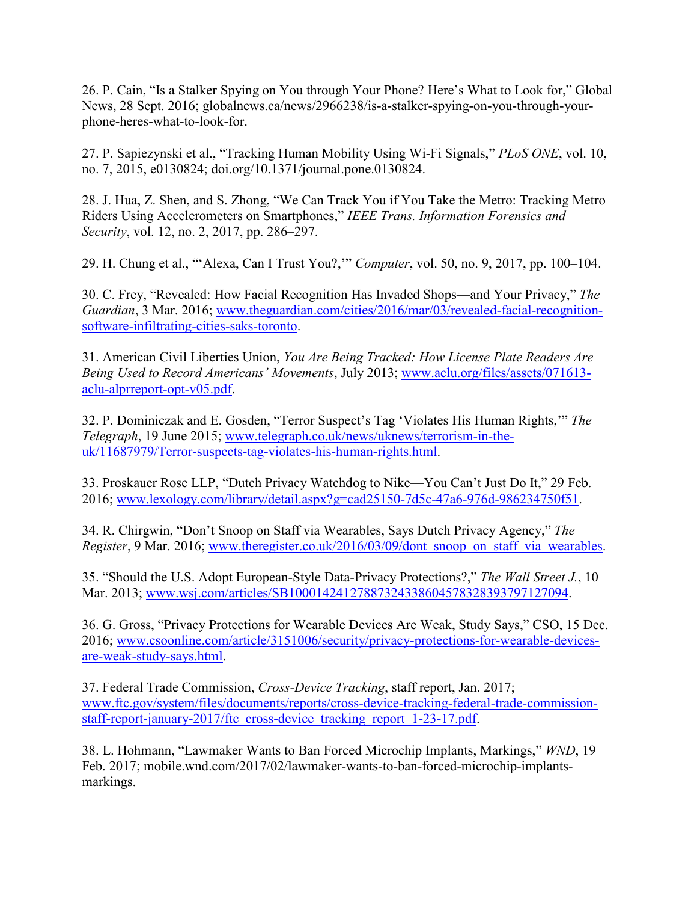26. P. Cain, "Is a Stalker Spying on You through Your Phone? Here's What to Look for," Global News, 28 Sept. 2016; globalnews.ca/news/2966238/is-a-stalker-spying-on-you-through-your-phone-heres-what-to-look-for.

27. P. Sapiezynski et al., "Tracking Human Mobility Using Wi-Fi Signals," *PLoS ONE*, vol. 10, no. 7, 2015, e0130824; doi.org/10.1371/journal.pone.0130824.

28. J. Hua, Z. Shen, and S. Zhong, "We Can Track You if You Take the Metro: Tracking Metro Riders Using Accelerometers on Smartphones," *IEEE Trans. Information Forensics and Security*, vol. 12, no. 2, 2017, pp. 286–297.

29. H. Chung et al., "'Alexa, Can I Trust You?,'" *Computer*, vol. 50, no. 9, 2017, pp. 100–104.

30. C. Frey, "Revealed: How Facial Recognition Has Invaded Shops—and Your Privacy," *The Guardian*, 3 Mar. 2016; www.theguardian.com/cities/2016/mar/03/revealed-facial-recognition-software-infiltrating-cities-saks-toronto.

31. American Civil Liberties Union, *You Are Being Tracked: How License Plate Readers Are Being Used to Record Americans' Movements*, July 2013; www.aclu.org/files/assets/071613-aclu-alprreport-opt-v05.pdf.

32. P. Dominiczak and E. Gosden, "Terror Suspect's Tag 'Violates His Human Rights,'" *The Telegraph*, 19 June 2015; www.telegraph.co.uk/news/uknews/terrorism-in-the-uk/11687979/Terror-suspects-tag-violates-his-human-rights.html.

33. Proskauer Rose LLP, "Dutch Privacy Watchdog to Nike—You Can't Just Do It," 29 Feb. 2016; www.lexology.com/library/detail.aspx?g=cad25150-7d5c-47a6-976d-986234750f51.

34. R. Chirgwin, "Don't Snoop on Staff via Wearables, Says Dutch Privacy Agency," *The Register*, 9 Mar. 2016; www.theregister.co.uk/2016/03/09/dont_snoop_on_staff_via_wearables.

35. "Should the U.S. Adopt European-Style Data-Privacy Protections?," *The Wall Street J.*, 10 Mar. 2013; www.wsj.com/articles/SB10001424127887324338604578328393797127094.

36. G. Gross, "Privacy Protections for Wearable Devices Are Weak, Study Says," CSO, 15 Dec. 2016; www.csoonline.com/article/3151006/security/privacy-protections-for-wearable-devices-are-weak-study-says.html.

37. Federal Trade Commission, *Cross-Device Tracking*, staff report, Jan. 2017; www.ftc.gov/system/files/documents/reports/cross-device-tracking-federal-trade-commission-staff-report-january-2017/ftc_cross-device_tracking_report_1-23-17.pdf.

38. L. Hohmann, "Lawmaker Wants to Ban Forced Microchip Implants, Markings," *WND*, 19 Feb. 2017; mobile.wnd.com/2017/02/lawmaker-wants-to-ban-forced-microchip-implants-markings.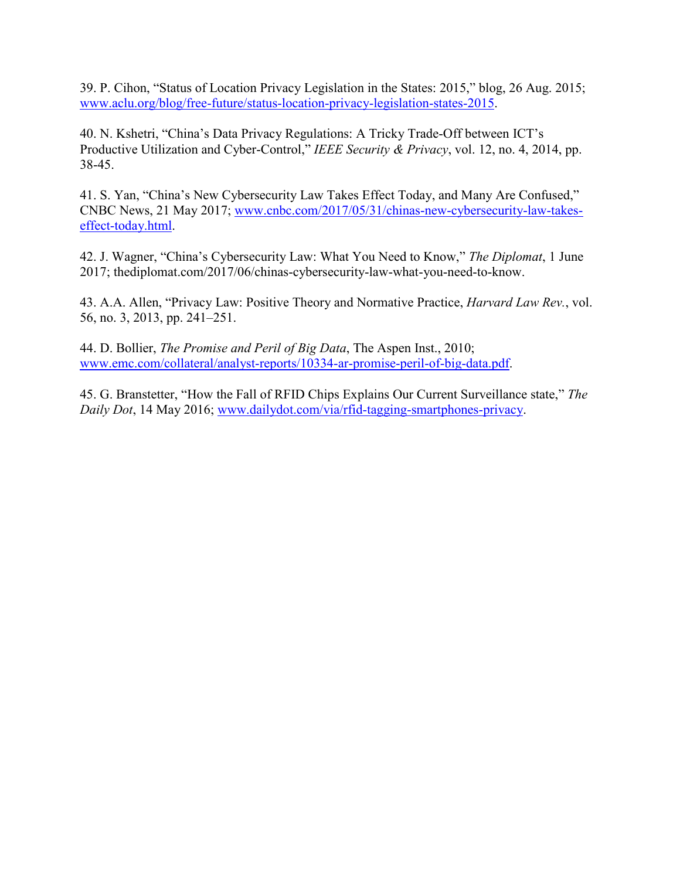39. P. Cihon, "Status of Location Privacy Legislation in the States: 2015," blog, 26 Aug. 2015; www.aclu.org/blog/free-future/status-location-privacy-legislation-states-2015.

40. N. Kshetri, "China's Data Privacy Regulations: A Tricky Trade-Off between ICT's Productive Utilization and Cyber-Control," *IEEE Security & Privacy*, vol. 12, no. 4, 2014, pp. 38-45.

41. S. Yan, "China's New Cybersecurity Law Takes Effect Today, and Many Are Confused," CNBC News, 21 May 2017; www.cnbc.com/2017/05/31/chinas-new-cybersecurity-law-takes-effect-today.html.

42. J. Wagner, "China's Cybersecurity Law: What You Need to Know," *The Diplomat*, 1 June 2017; thediplomat.com/2017/06/chinas-cybersecurity-law-what-you-need-to-know.

43. A.A. Allen, "Privacy Law: Positive Theory and Normative Practice, *Harvard Law Rev.*, vol. 56, no. 3, 2013, pp. 241–251.

44. D. Bollier, *The Promise and Peril of Big Data*, The Aspen Inst., 2010; www.emc.com/collateral/analyst-reports/10334-ar-promise-peril-of-big-data.pdf.

45. G. Branstetter, "How the Fall of RFID Chips Explains Our Current Surveillance state," *The Daily Dot*, 14 May 2016; www.dailydot.com/via/rfid-tagging-smartphones-privacy.